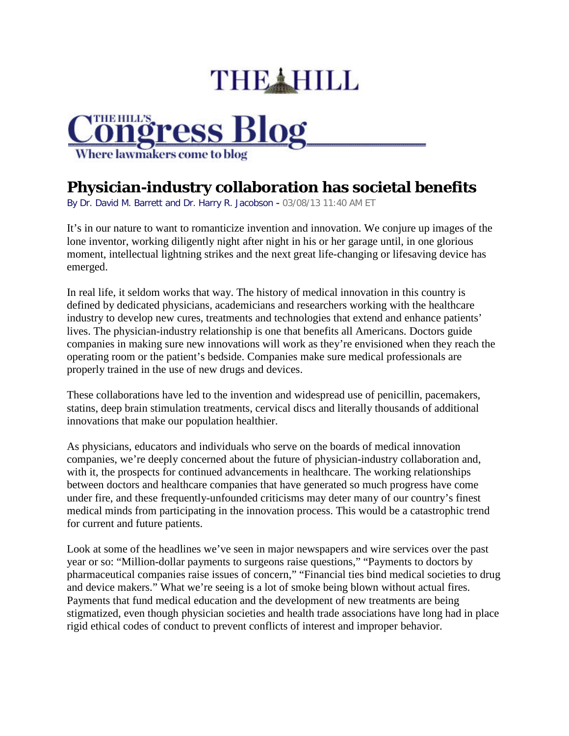THE HILL

THE HILL'S Congress Blog

Where lawmakers come to blog

# Physician-industry collaboration has societal benefits

By Dr. David M. Barrett and Dr. Harry R. Jacobson - 03/08/13 11:40 AM ET

It's in our nature to want to romanticize invention and innovation. We conjure up images of the lone inventor, working diligently night after night in his or her garage until, in one glorious moment, intellectual lightning strikes and the next great life-changing or lifesaving device has emerged.

In real life, it seldom works that way. The history of medical innovation in this country is defined by dedicated physicians, academicians and researchers working with the healthcare industry to develop new cures, treatments and technologies that extend and enhance patients' lives. The physician-industry relationship is one that benefits all Americans. Doctors guide companies in making sure new innovations will work as they're envisioned when they reach the operating room or the patient's bedside. Companies make sure medical professionals are properly trained in the use of new drugs and devices.

These collaborations have led to the invention and widespread use of penicillin, pacemakers, statins, deep brain stimulation treatments, cervical discs and literally thousands of additional innovations that make our population healthier.

As physicians, educators and individuals who serve on the boards of medical innovation companies, we're deeply concerned about the future of physician-industry collaboration and, with it, the prospects for continued advancements in healthcare. The working relationships between doctors and healthcare companies that have generated so much progress have come under fire, and these frequently-unfounded criticisms may deter many of our country's finest medical minds from participating in the innovation process. This would be a catastrophic trend for current and future patients.

Look at some of the headlines we've seen in major newspapers and wire services over the past year or so: "Million-dollar payments to surgeons raise questions," "Payments to doctors by pharmaceutical companies raise issues of concern," "Financial ties bind medical societies to drug and device makers." What we're seeing is a lot of smoke being blown without actual fires. Payments that fund medical education and the development of new treatments are being stigmatized, even though physician societies and health trade associations have long had in place rigid ethical codes of conduct to prevent conflicts of interest and improper behavior.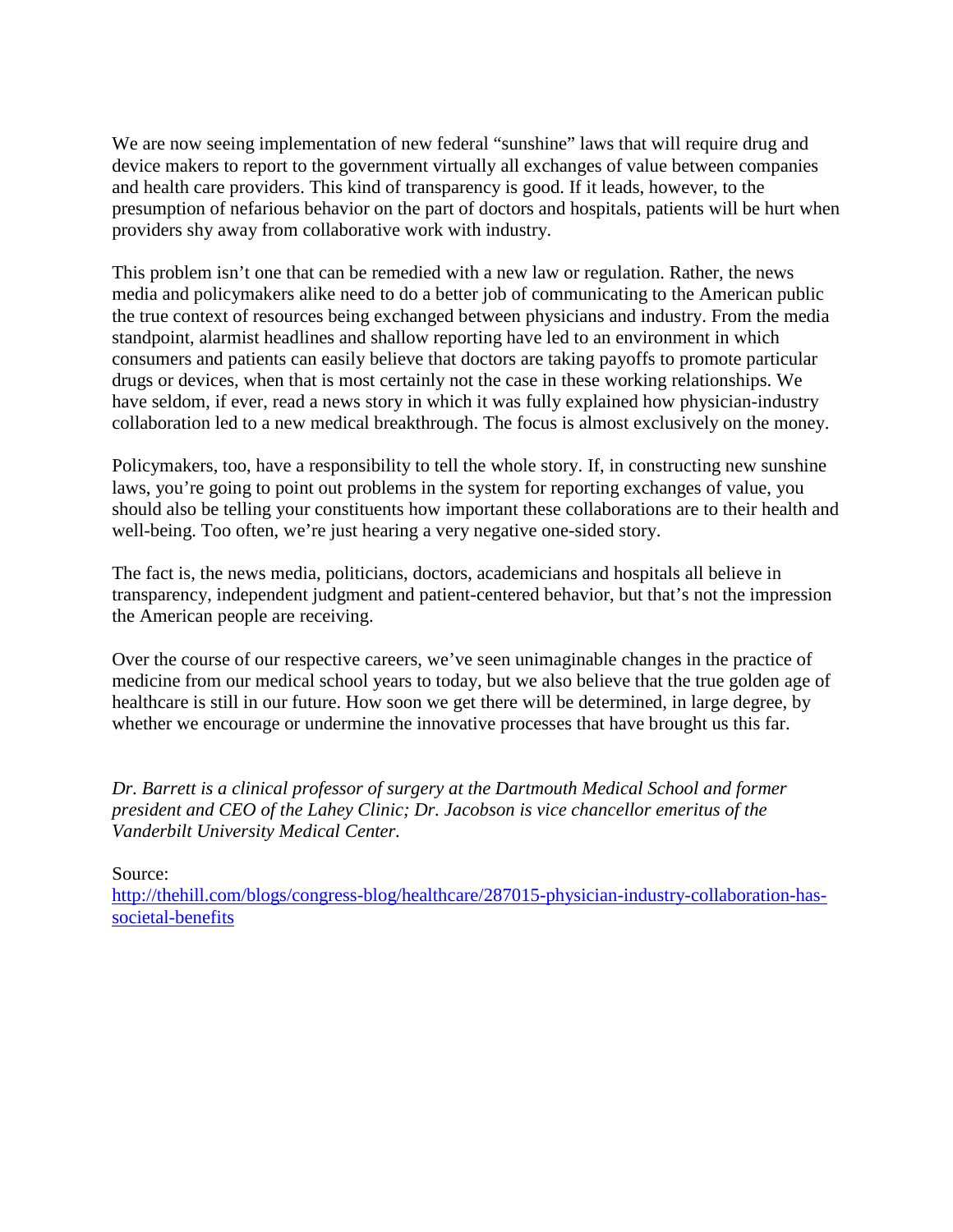We are now seeing implementation of new federal "sunshine" laws that will require drug and device makers to report to the government virtually all exchanges of value between companies and health care providers. This kind of transparency is good. If it leads, however, to the presumption of nefarious behavior on the part of doctors and hospitals, patients will be hurt when providers shy away from collaborative work with industry.

This problem isn't one that can be remedied with a new law or regulation. Rather, the news media and policymakers alike need to do a better job of communicating to the American public the true context of resources being exchanged between physicians and industry. From the media standpoint, alarmist headlines and shallow reporting have led to an environment in which consumers and patients can easily believe that doctors are taking payoffs to promote particular drugs or devices, when that is most certainly not the case in these working relationships. We have seldom, if ever, read a news story in which it was fully explained how physician-industry collaboration led to a new medical breakthrough. The focus is almost exclusively on the money.

Policymakers, too, have a responsibility to tell the whole story. If, in constructing new sunshine laws, you're going to point out problems in the system for reporting exchanges of value, you should also be telling your constituents how important these collaborations are to their health and well-being. Too often, we're just hearing a very negative one-sided story.

The fact is, the news media, politicians, doctors, academicians and hospitals all believe in transparency, independent judgment and patient-centered behavior, but that's not the impression the American people are receiving.

Over the course of our respective careers, we've seen unimaginable changes in the practice of medicine from our medical school years to today, but we also believe that the true golden age of healthcare is still in our future. How soon we get there will be determined, in large degree, by whether we encourage or undermine the innovative processes that have brought us this far.

*Dr. Barrett is a clinical professor of surgery at the Dartmouth Medical School and former president and CEO of the Lahey Clinic; Dr. Jacobson is vice chancellor emeritus of the Vanderbilt University Medical Center.*

Source:
[http://thehill.com/blogs/congress-blog/healthcare/287015-physician-industry-collaboration-has-societal-benefits](http://thehill.com/blogs/congress-blog/healthcare/287015-physician-industry-collaboration-has-societal-benefits)